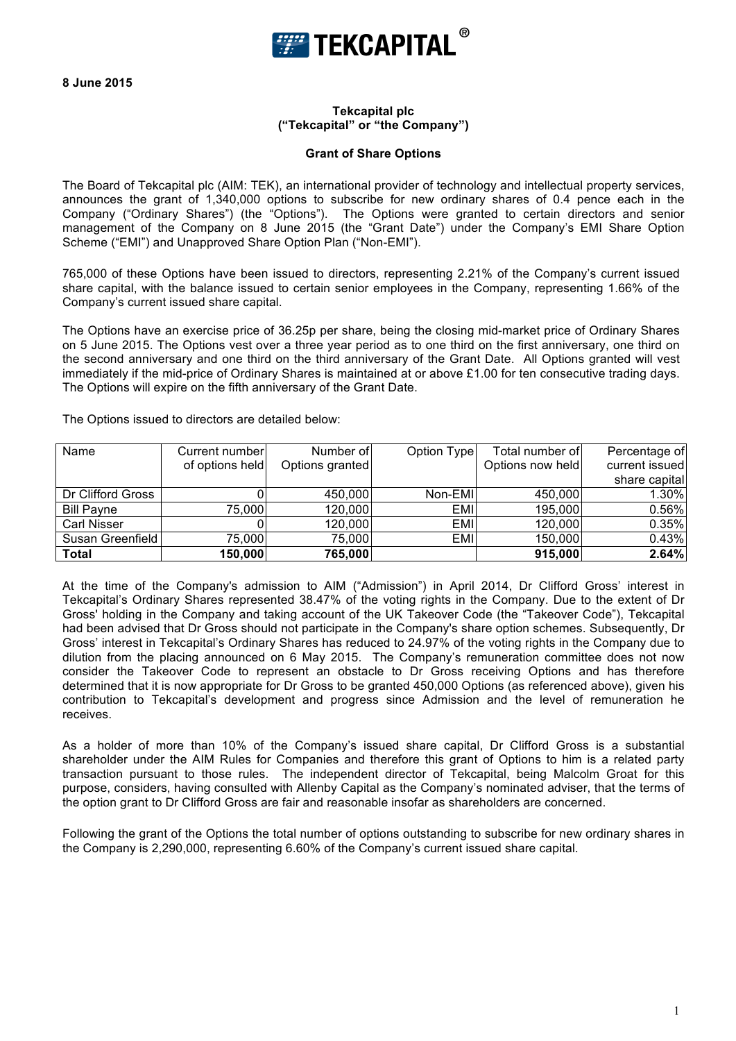**TEKCAPITAL®**

**8 June 2015**

**Tekcapital plc**
**("Tekcapital" or "the Company")**

**Grant of Share Options**

The Board of Tekcapital plc (AIM: TEK), an international provider of technology and intellectual property services, announces the grant of 1,340,000 options to subscribe for new ordinary shares of 0.4 pence each in the Company ("Ordinary Shares") (the "Options"). The Options were granted to certain directors and senior management of the Company on 8 June 2015 (the "Grant Date") under the Company's EMI Share Option Scheme ("EMI") and Unapproved Share Option Plan ("Non-EMI").

765,000 of these Options have been issued to directors, representing 2.21% of the Company's current issued share capital, with the balance issued to certain senior employees in the Company, representing 1.66% of the Company's current issued share capital.

The Options have an exercise price of 36.25p per share, being the closing mid-market price of Ordinary Shares on 5 June 2015. The Options vest over a three year period as to one third on the first anniversary, one third on the second anniversary and one third on the third anniversary of the Grant Date. All Options granted will vest immediately if the mid-price of Ordinary Shares is maintained at or above £1.00 for ten consecutive trading days. The Options will expire on the fifth anniversary of the Grant Date.

The Options issued to directors are detailed below:

| Name | Current number of options held | Number of Options granted | Option Type | Total number of Options now held | Percentage of current issued share capital |
|---|---|---|---|---|---|
| Dr Clifford Gross | 0 | 450,000 | Non-EMI | 450,000 | 1.30% |
| Bill Payne | 75,000 | 120,000 | EMI | 195,000 | 0.56% |
| Carl Nisser | 0 | 120,000 | EMI | 120,000 | 0.35% |
| Susan Greenfield | 75,000 | 75,000 | EMI | 150,000 | 0.43% |
| **Total** | **150,000** | **765,000** | | **915,000** | **2.64%** |

At the time of the Company's admission to AIM ("Admission") in April 2014, Dr Clifford Gross' interest in Tekcapital's Ordinary Shares represented 38.47% of the voting rights in the Company. Due to the extent of Dr Gross' holding in the Company and taking account of the UK Takeover Code (the "Takeover Code"), Tekcapital had been advised that Dr Gross should not participate in the Company's share option schemes. Subsequently, Dr Gross' interest in Tekcapital's Ordinary Shares has reduced to 24.97% of the voting rights in the Company due to dilution from the placing announced on 6 May 2015. The Company's remuneration committee does not now consider the Takeover Code to represent an obstacle to Dr Gross receiving Options and has therefore determined that it is now appropriate for Dr Gross to be granted 450,000 Options (as referenced above), given his contribution to Tekcapital's development and progress since Admission and the level of remuneration he receives.

As a holder of more than 10% of the Company's issued share capital, Dr Clifford Gross is a substantial shareholder under the AIM Rules for Companies and therefore this grant of Options to him is a related party transaction pursuant to those rules. The independent director of Tekcapital, being Malcolm Groat for this purpose, considers, having consulted with Allenby Capital as the Company's nominated adviser, that the terms of the option grant to Dr Clifford Gross are fair and reasonable insofar as shareholders are concerned.

Following the grant of the Options the total number of options outstanding to subscribe for new ordinary shares in the Company is 2,290,000, representing 6.60% of the Company's current issued share capital.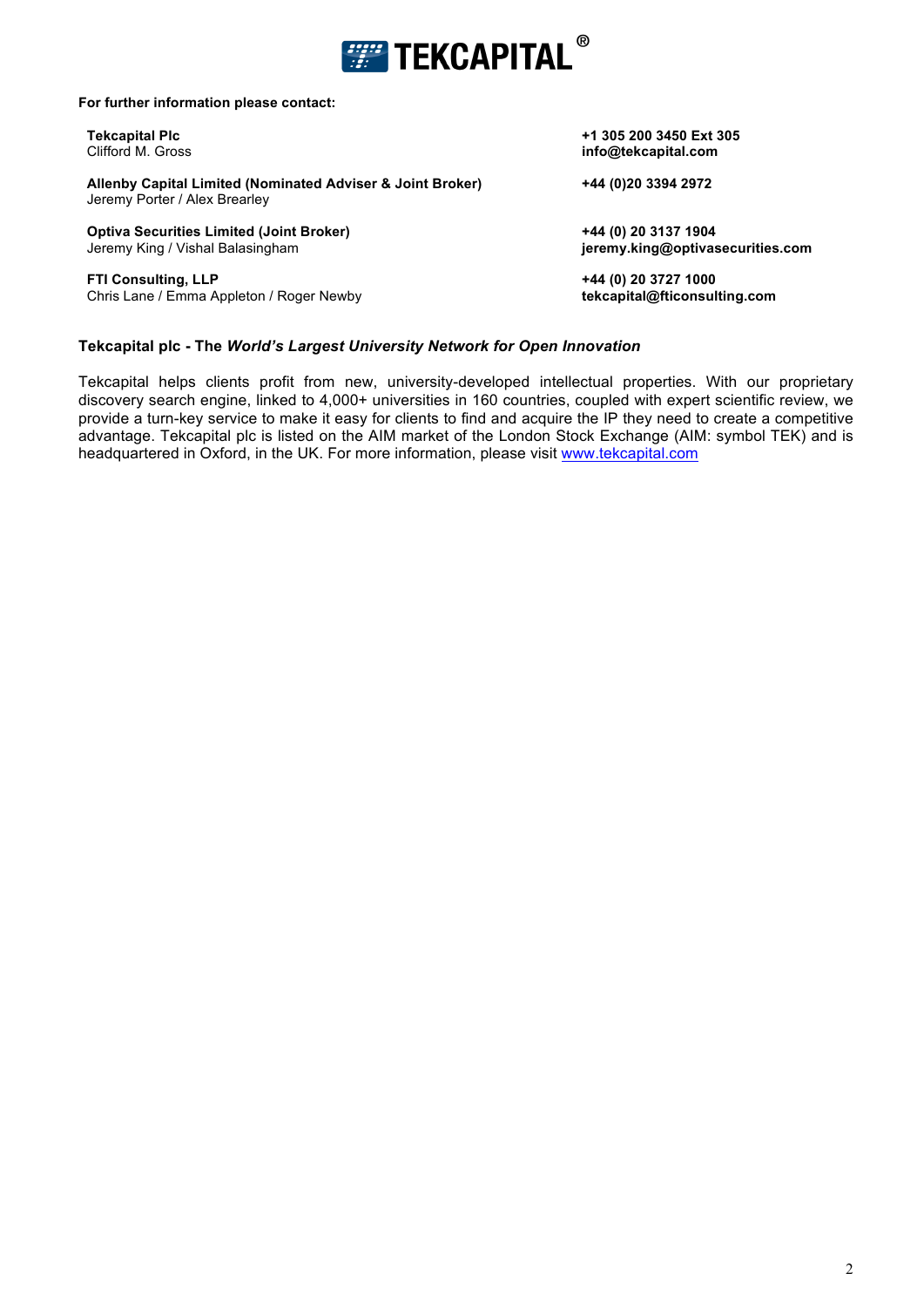**For further information please contact:**

| | |
|---|---|
| **Tekcapital Plc**<br>Clifford M. Gross | **+1 305 200 3450 Ext 305**<br>**info@tekcapital.com** |
| **Allenby Capital Limited (Nominated Adviser & Joint Broker)**<br>Jeremy Porter / Alex Brearley | **+44 (0)20 3394 2972** |
| **Optiva Securities Limited (Joint Broker)**<br>Jeremy King / Vishal Balasingham | **+44 (0) 20 3137 1904**<br>**jeremy.king@optivasecurities.com** |
| **FTI Consulting, LLP**<br>Chris Lane / Emma Appleton / Roger Newby | **+44 (0) 20 3727 1000**<br>**tekcapital@fticonsulting.com** |

**Tekcapital plc - The *World's Largest University Network for Open Innovation***

Tekcapital helps clients profit from new, university-developed intellectual properties. With our proprietary discovery search engine, linked to 4,000+ universities in 160 countries, coupled with expert scientific review, we provide a turn-key service to make it easy for clients to find and acquire the IP they need to create a competitive advantage. Tekcapital plc is listed on the AIM market of the London Stock Exchange (AIM: symbol TEK) and is headquartered in Oxford, in the UK. For more information, please visit www.tekcapital.com